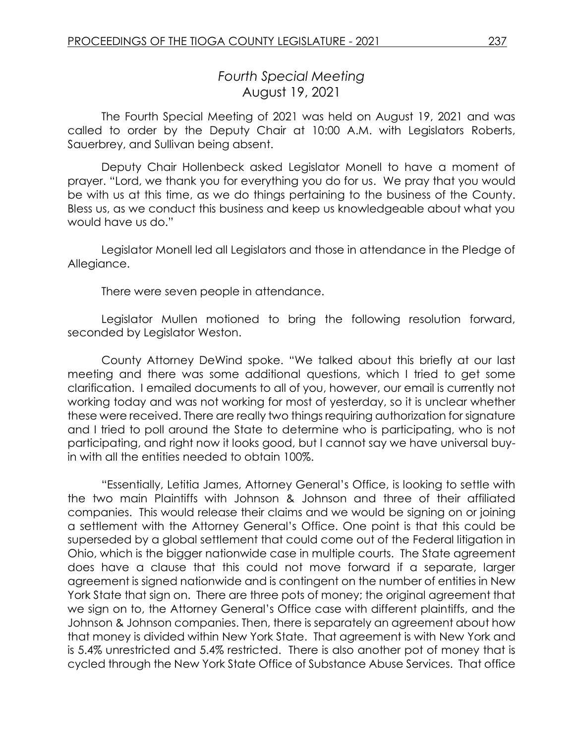# *Fourth Special Meeting*
## August 19, 2021

The Fourth Special Meeting of 2021 was held on August 19, 2021 and was called to order by the Deputy Chair at 10:00 A.M. with Legislators Roberts, Sauerbrey, and Sullivan being absent.

Deputy Chair Hollenbeck asked Legislator Monell to have a moment of prayer. "Lord, we thank you for everything you do for us. We pray that you would be with us at this time, as we do things pertaining to the business of the County. Bless us, as we conduct this business and keep us knowledgeable about what you would have us do."

Legislator Monell led all Legislators and those in attendance in the Pledge of Allegiance.

There were seven people in attendance.

Legislator Mullen motioned to bring the following resolution forward, seconded by Legislator Weston.

County Attorney DeWind spoke. "We talked about this briefly at our last meeting and there was some additional questions, which I tried to get some clarification. I emailed documents to all of you, however, our email is currently not working today and was not working for most of yesterday, so it is unclear whether these were received. There are really two things requiring authorization for signature and I tried to poll around the State to determine who is participating, who is not participating, and right now it looks good, but I cannot say we have universal buy-in with all the entities needed to obtain 100%.

"Essentially, Letitia James, Attorney General's Office, is looking to settle with the two main Plaintiffs with Johnson & Johnson and three of their affiliated companies. This would release their claims and we would be signing on or joining a settlement with the Attorney General's Office. One point is that this could be superseded by a global settlement that could come out of the Federal litigation in Ohio, which is the bigger nationwide case in multiple courts. The State agreement does have a clause that this could not move forward if a separate, larger agreement is signed nationwide and is contingent on the number of entities in New York State that sign on. There are three pots of money; the original agreement that we sign on to, the Attorney General's Office case with different plaintiffs, and the Johnson & Johnson companies. Then, there is separately an agreement about how that money is divided within New York State. That agreement is with New York and is 5.4% unrestricted and 5.4% restricted. There is also another pot of money that is cycled through the New York State Office of Substance Abuse Services. That office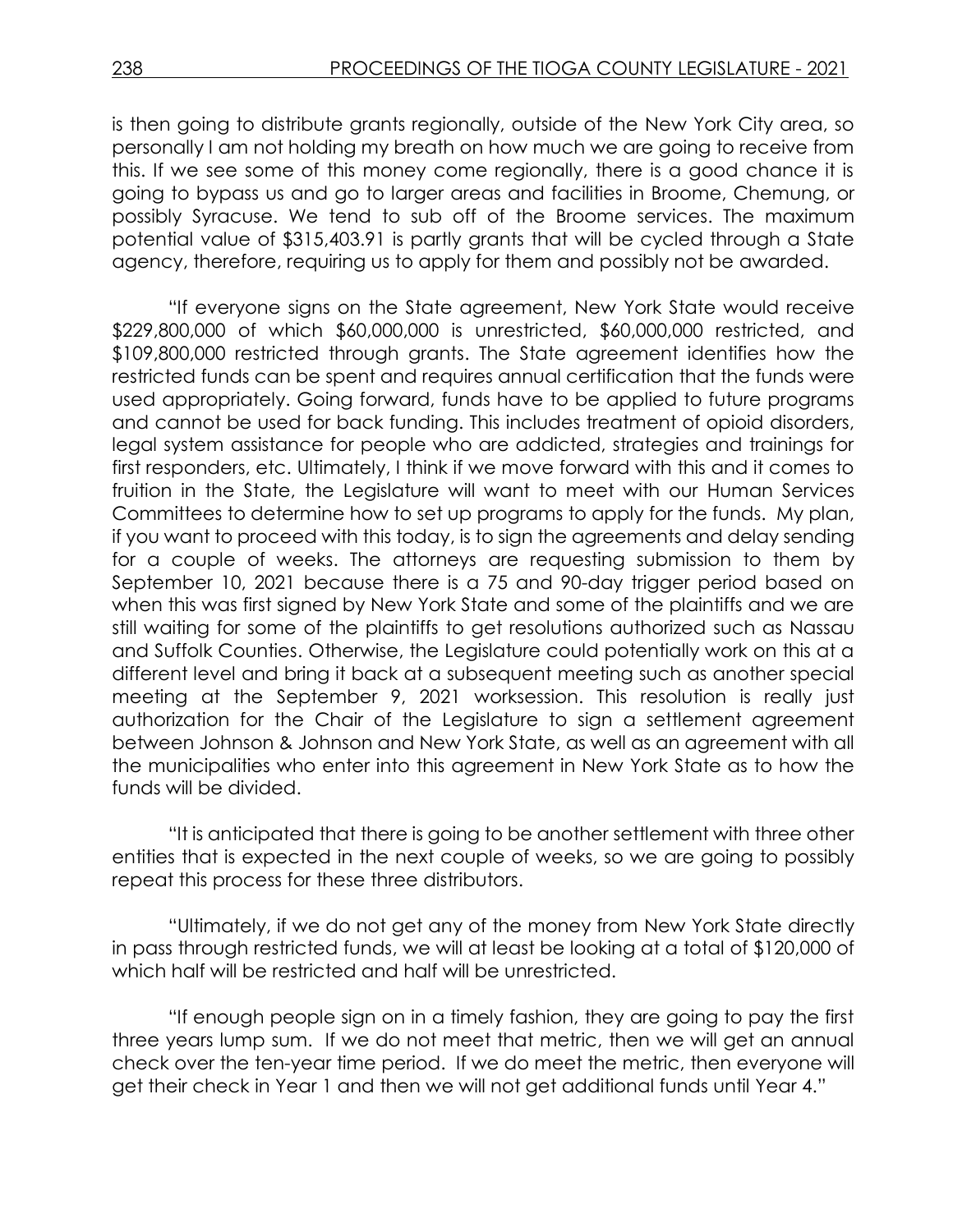is then going to distribute grants regionally, outside of the New York City area, so personally I am not holding my breath on how much we are going to receive from this. If we see some of this money come regionally, there is a good chance it is going to bypass us and go to larger areas and facilities in Broome, Chemung, or possibly Syracuse. We tend to sub off of the Broome services. The maximum potential value of $315,403.91 is partly grants that will be cycled through a State agency, therefore, requiring us to apply for them and possibly not be awarded.

"If everyone signs on the State agreement, New York State would receive $229,800,000 of which $60,000,000 is unrestricted, $60,000,000 restricted, and $109,800,000 restricted through grants. The State agreement identifies how the restricted funds can be spent and requires annual certification that the funds were used appropriately. Going forward, funds have to be applied to future programs and cannot be used for back funding. This includes treatment of opioid disorders, legal system assistance for people who are addicted, strategies and trainings for first responders, etc. Ultimately, I think if we move forward with this and it comes to fruition in the State, the Legislature will want to meet with our Human Services Committees to determine how to set up programs to apply for the funds. My plan, if you want to proceed with this today, is to sign the agreements and delay sending for a couple of weeks. The attorneys are requesting submission to them by September 10, 2021 because there is a 75 and 90-day trigger period based on when this was first signed by New York State and some of the plaintiffs and we are still waiting for some of the plaintiffs to get resolutions authorized such as Nassau and Suffolk Counties. Otherwise, the Legislature could potentially work on this at a different level and bring it back at a subsequent meeting such as another special meeting at the September 9, 2021 worksession. This resolution is really just authorization for the Chair of the Legislature to sign a settlement agreement between Johnson & Johnson and New York State, as well as an agreement with all the municipalities who enter into this agreement in New York State as to how the funds will be divided.

"It is anticipated that there is going to be another settlement with three other entities that is expected in the next couple of weeks, so we are going to possibly repeat this process for these three distributors.

"Ultimately, if we do not get any of the money from New York State directly in pass through restricted funds, we will at least be looking at a total of $120,000 of which half will be restricted and half will be unrestricted.

"If enough people sign on in a timely fashion, they are going to pay the first three years lump sum. If we do not meet that metric, then we will get an annual check over the ten-year time period. If we do meet the metric, then everyone will get their check in Year 1 and then we will not get additional funds until Year 4."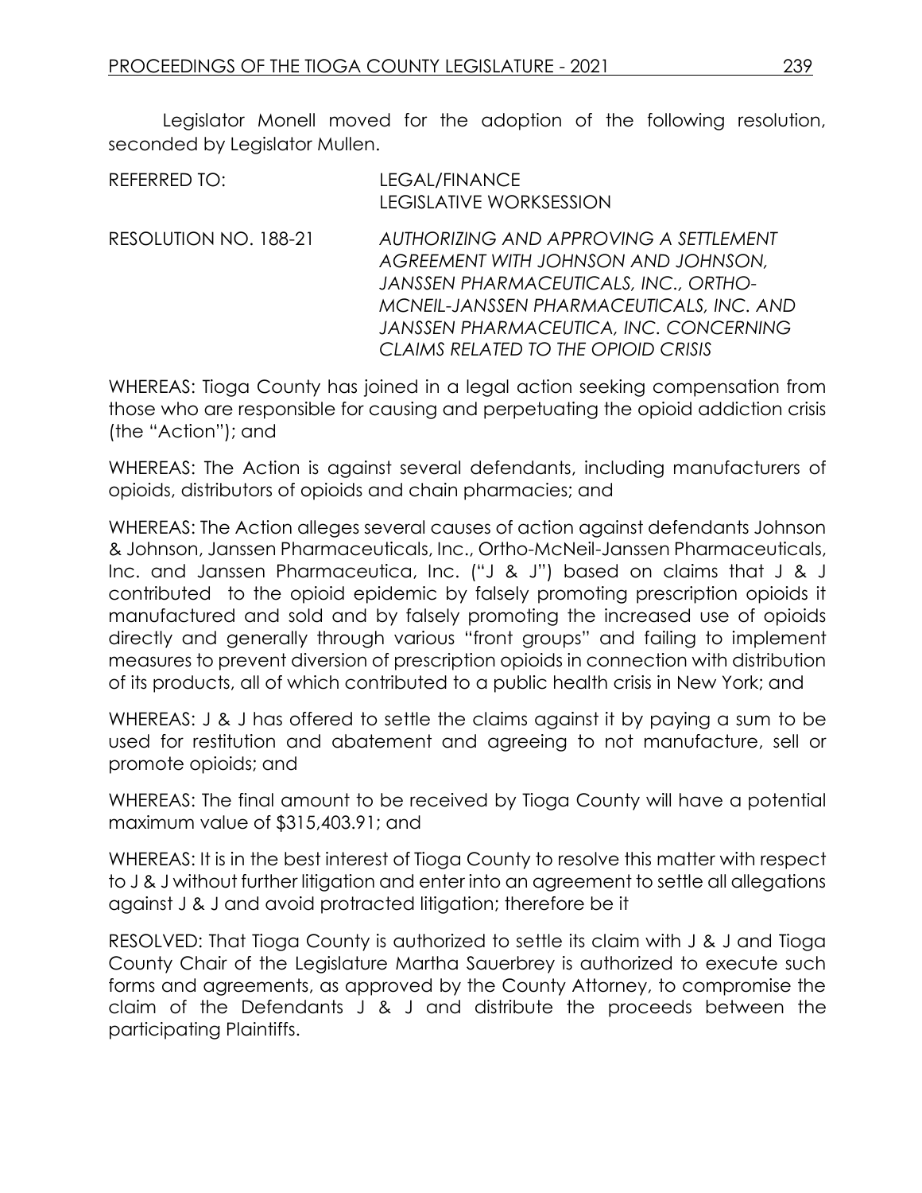Legislator Monell moved for the adoption of the following resolution, seconded by Legislator Mullen.

REFERRED TO: LEGAL/FINANCE
LEGISLATIVE WORKSESSION

RESOLUTION NO. 188-21 *AUTHORIZING AND APPROVING A SETTLEMENT AGREEMENT WITH JOHNSON AND JOHNSON, JANSSEN PHARMACEUTICALS, INC., ORTHO-MCNEIL-JANSSEN PHARMACEUTICALS, INC. AND JANSSEN PHARMACEUTICA, INC. CONCERNING CLAIMS RELATED TO THE OPIOID CRISIS*

WHEREAS: Tioga County has joined in a legal action seeking compensation from those who are responsible for causing and perpetuating the opioid addiction crisis (the "Action"); and

WHEREAS: The Action is against several defendants, including manufacturers of opioids, distributors of opioids and chain pharmacies; and

WHEREAS: The Action alleges several causes of action against defendants Johnson & Johnson, Janssen Pharmaceuticals, Inc., Ortho-McNeil-Janssen Pharmaceuticals, Inc. and Janssen Pharmaceutica, Inc. ("J & J") based on claims that J & J contributed to the opioid epidemic by falsely promoting prescription opioids it manufactured and sold and by falsely promoting the increased use of opioids directly and generally through various "front groups" and failing to implement measures to prevent diversion of prescription opioids in connection with distribution of its products, all of which contributed to a public health crisis in New York; and

WHEREAS: J & J has offered to settle the claims against it by paying a sum to be used for restitution and abatement and agreeing to not manufacture, sell or promote opioids; and

WHEREAS: The final amount to be received by Tioga County will have a potential maximum value of $315,403.91; and

WHEREAS: It is in the best interest of Tioga County to resolve this matter with respect to J & J without further litigation and enter into an agreement to settle all allegations against J & J and avoid protracted litigation; therefore be it

RESOLVED: That Tioga County is authorized to settle its claim with J & J and Tioga County Chair of the Legislature Martha Sauerbrey is authorized to execute such forms and agreements, as approved by the County Attorney, to compromise the claim of the Defendants J & J and distribute the proceeds between the participating Plaintiffs.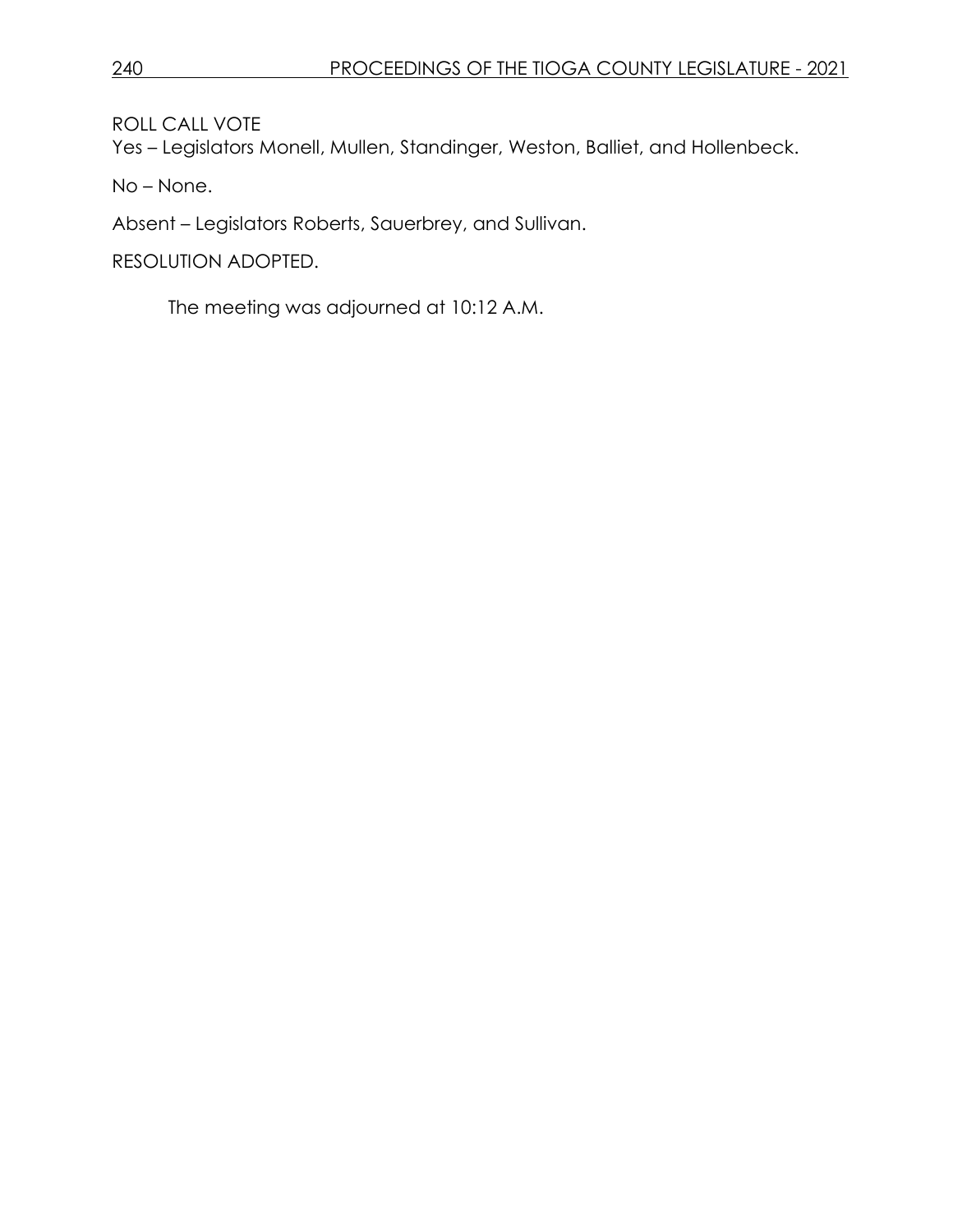ROLL CALL VOTE

Yes – Legislators Monell, Mullen, Standinger, Weston, Balliet, and Hollenbeck.

No – None.

Absent – Legislators Roberts, Sauerbrey, and Sullivan.

RESOLUTION ADOPTED.

The meeting was adjourned at 10:12 A.M.